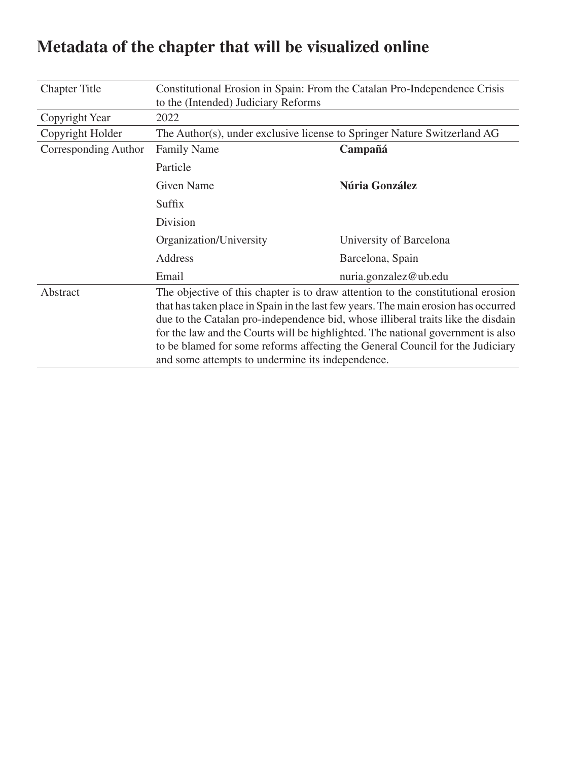# Metadata of the chapter that will be visualized online

| | | |
|---|---|---|
| Chapter Title | Constitutional Erosion in Spain: From the Catalan Pro-Independence Crisis to the (Intended) Judiciary Reforms | |
| Copyright Year | 2022 | |
| Copyright Holder | The Author(s), under exclusive license to Springer Nature Switzerland AG | |
| Corresponding Author | Family Name | **Campañá** |
| | Particle | |
| | Given Name | **Núria González** |
| | Suffix | |
| | Division | |
| | Organization/University | University of Barcelona |
| | Address | Barcelona, Spain |
| | Email | nuria.gonzalez@ub.edu |
| Abstract | The objective of this chapter is to draw attention to the constitutional erosion that has taken place in Spain in the last few years. The main erosion has occurred due to the Catalan pro-independence bid, whose illiberal traits like the disdain for the law and the Courts will be highlighted. The national government is also to be blamed for some reforms affecting the General Council for the Judiciary and some attempts to undermine its independence. | |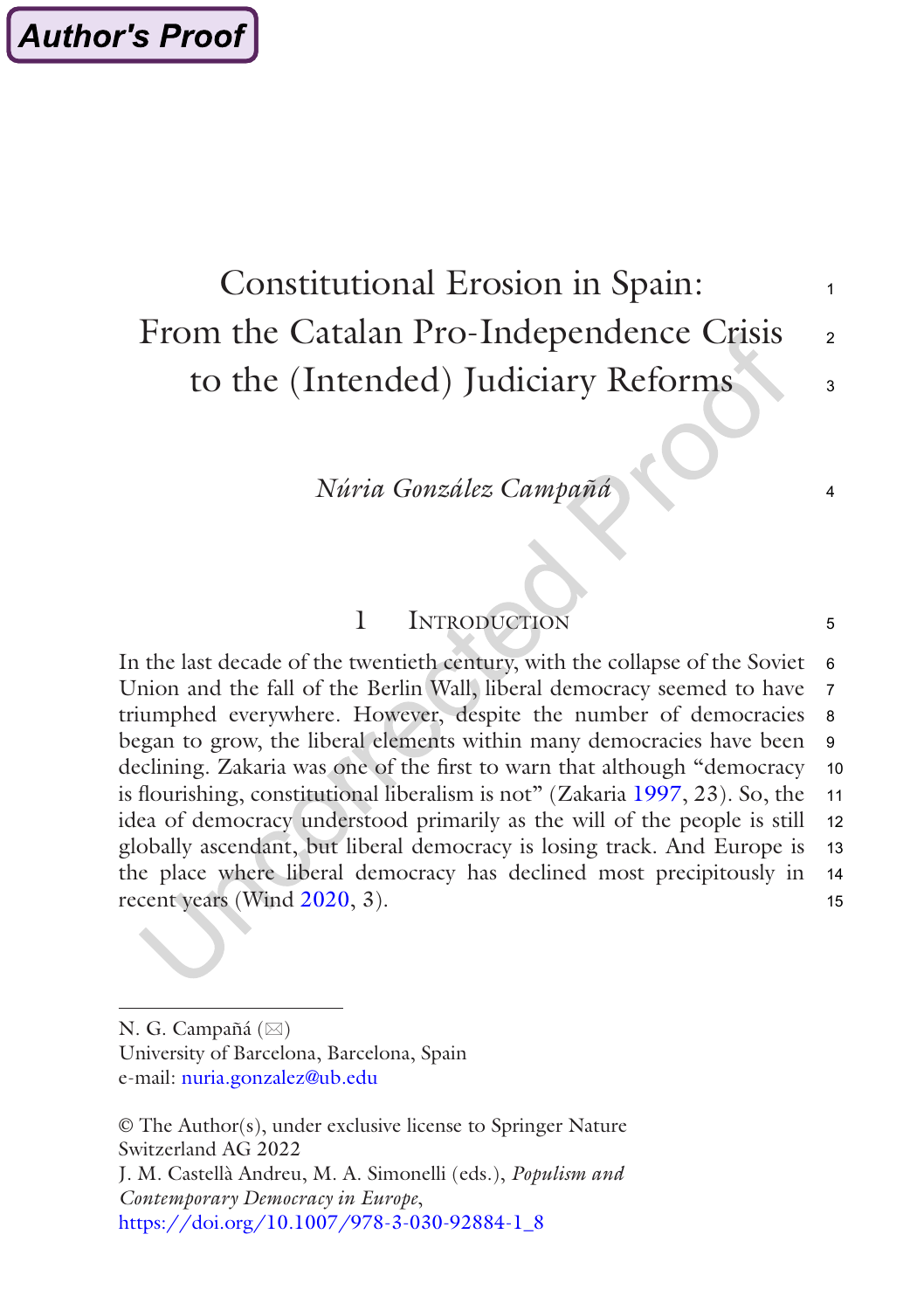# Constitutional Erosion in Spain: From the Catalan Pro-Independence Crisis to the (Intended) Judiciary Reforms

*Núria González Campañá*

## 1 Introduction

In the last decade of the twentieth century, with the collapse of the Soviet Union and the fall of the Berlin Wall, liberal democracy seemed to have triumphed everywhere. However, despite the number of democracies began to grow, the liberal elements within many democracies have been declining. Zakaria was one of the first to warn that although "democracy is flourishing, constitutional liberalism is not" (Zakaria 1997, 23). So, the idea of democracy understood primarily as the will of the people is still globally ascendant, but liberal democracy is losing track. And Europe is the place where liberal democracy has declined most precipitously in recent years (Wind 2020, 3).

---

N. G. Campañá (✉)
University of Barcelona, Barcelona, Spain
e-mail: nuria.gonzalez@ub.edu

© The Author(s), under exclusive license to Springer Nature Switzerland AG 2022
J. M. Castellà Andreu, M. A. Simonelli (eds.), *Populism and Contemporary Democracy in Europe*,
https://doi.org/10.1007/978-3-030-92884-1_8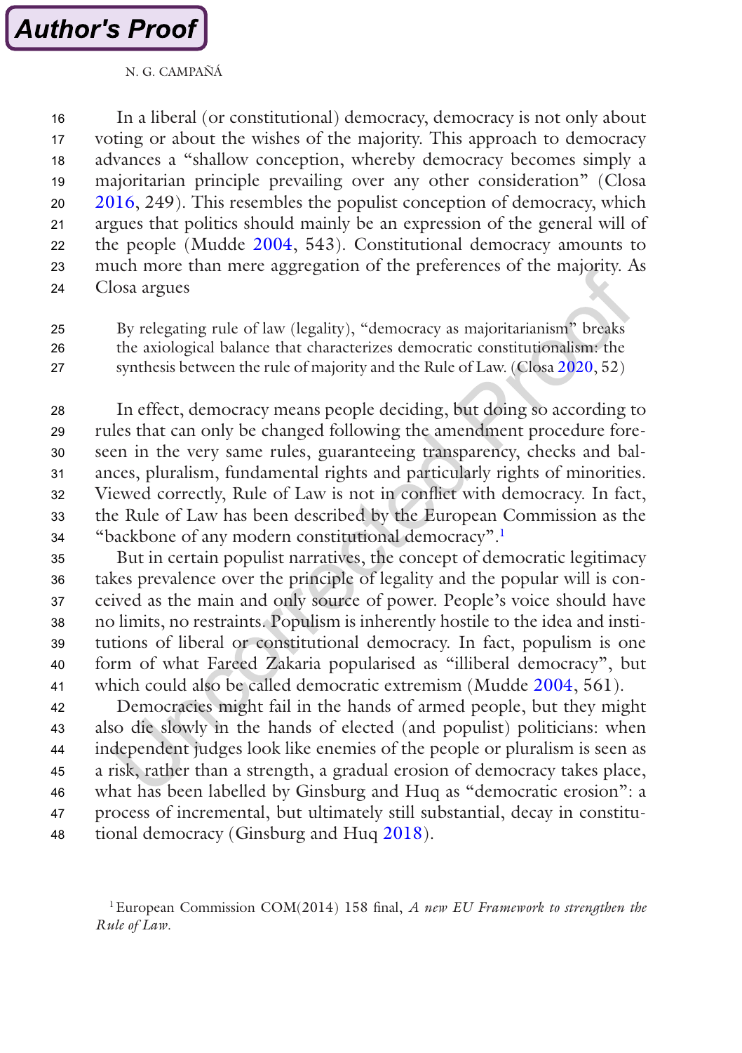In a liberal (or constitutional) democracy, democracy is not only about voting or about the wishes of the majority. This approach to democracy advances a "shallow conception, whereby democracy becomes simply a majoritarian principle prevailing over any other consideration" (Closa 2016, 249). This resembles the populist conception of democracy, which argues that politics should mainly be an expression of the general will of the people (Mudde 2004, 543). Constitutional democracy amounts to much more than mere aggregation of the preferences of the majority. As Closa argues

> By relegating rule of law (legality), "democracy as majoritarianism" breaks the axiological balance that characterizes democratic constitutionalism: the synthesis between the rule of majority and the Rule of Law. (Closa 2020, 52)

In effect, democracy means people deciding, but doing so according to rules that can only be changed following the amendment procedure foreseen in the very same rules, guaranteeing transparency, checks and balances, pluralism, fundamental rights and particularly rights of minorities. Viewed correctly, Rule of Law is not in conflict with democracy. In fact, the Rule of Law has been described by the European Commission as the "backbone of any modern constitutional democracy".[1]

But in certain populist narratives, the concept of democratic legitimacy takes prevalence over the principle of legality and the popular will is conceived as the main and only source of power. People's voice should have no limits, no restraints. Populism is inherently hostile to the idea and institutions of liberal or constitutional democracy. In fact, populism is one form of what Fareed Zakaria popularised as "illiberal democracy", but which could also be called democratic extremism (Mudde 2004, 561).

Democracies might fail in the hands of armed people, but they might also die slowly in the hands of elected (and populist) politicians: when independent judges look like enemies of the people or pluralism is seen as a risk, rather than a strength, a gradual erosion of democracy takes place, what has been labelled by Ginsburg and Huq as "democratic erosion": a process of incremental, but ultimately still substantial, decay in constitutional democracy (Ginsburg and Huq 2018).

[1] European Commission COM(2014) 158 final, *A new EU Framework to strengthen the Rule of Law*.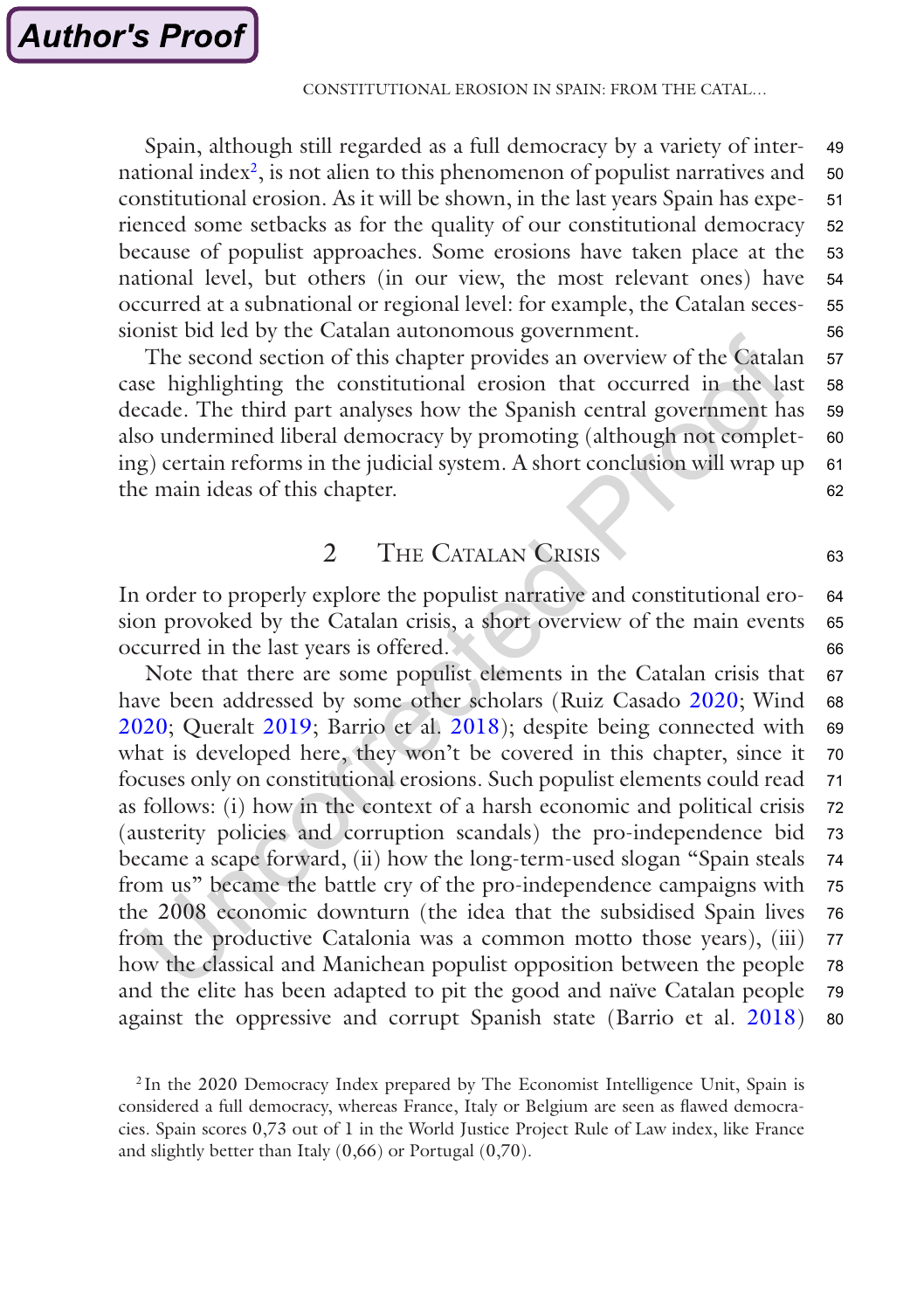Spain, although still regarded as a full democracy by a variety of international index[2], is not alien to this phenomenon of populist narratives and constitutional erosion. As it will be shown, in the last years Spain has experienced some setbacks as for the quality of our constitutional democracy because of populist approaches. Some erosions have taken place at the national level, but others (in our view, the most relevant ones) have occurred at a subnational or regional level: for example, the Catalan secessionist bid led by the Catalan autonomous government.

The second section of this chapter provides an overview of the Catalan case highlighting the constitutional erosion that occurred in the last decade. The third part analyses how the Spanish central government has also undermined liberal democracy by promoting (although not completing) certain reforms in the judicial system. A short conclusion will wrap up the main ideas of this chapter.

## 2 The Catalan Crisis

In order to properly explore the populist narrative and constitutional erosion provoked by the Catalan crisis, a short overview of the main events occurred in the last years is offered.

Note that there are some populist elements in the Catalan crisis that have been addressed by some other scholars (Ruiz Casado 2020; Wind 2020; Queralt 2019; Barrio et al. 2018); despite being connected with what is developed here, they won't be covered in this chapter, since it focuses only on constitutional erosions. Such populist elements could read as follows: (i) how in the context of a harsh economic and political crisis (austerity policies and corruption scandals) the pro-independence bid became a scape forward, (ii) how the long-term-used slogan "Spain steals from us" became the battle cry of the pro-independence campaigns with the 2008 economic downturn (the idea that the subsidised Spain lives from the productive Catalonia was a common motto those years), (iii) how the classical and Manichean populist opposition between the people and the elite has been adapted to pit the good and naïve Catalan people against the oppressive and corrupt Spanish state (Barrio et al. 2018)

[2] In the 2020 Democracy Index prepared by The Economist Intelligence Unit, Spain is considered a full democracy, whereas France, Italy or Belgium are seen as flawed democracies. Spain scores 0,73 out of 1 in the World Justice Project Rule of Law index, like France and slightly better than Italy (0,66) or Portugal (0,70).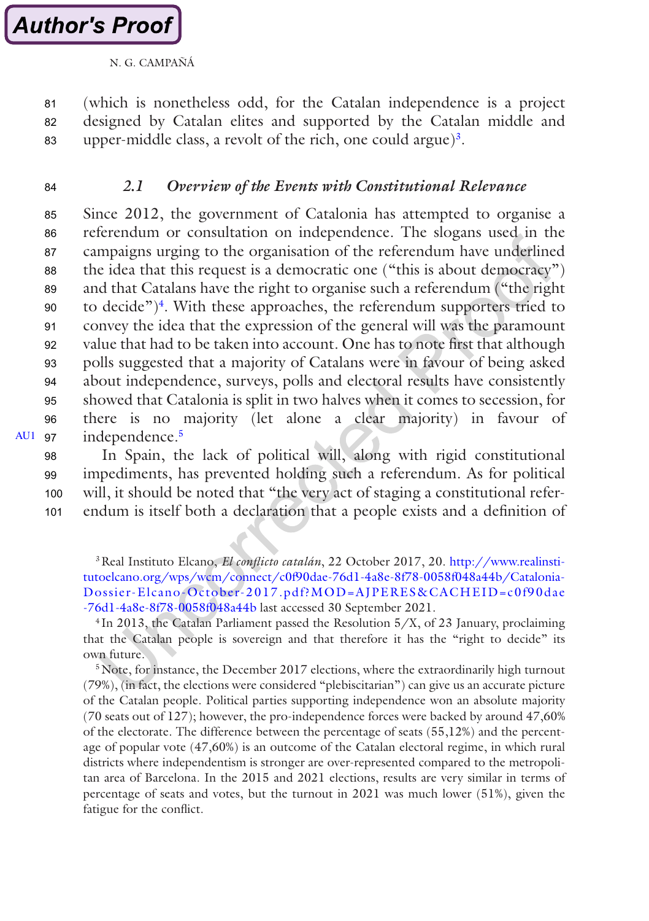(which is nonetheless odd, for the Catalan independence is a project designed by Catalan elites and supported by the Catalan middle and upper-middle class, a revolt of the rich, one could argue)[3].

### 2.1 *Overview of the Events with Constitutional Relevance*

Since 2012, the government of Catalonia has attempted to organise a referendum or consultation on independence. The slogans used in the campaigns urging to the organisation of the referendum have underlined the idea that this request is a democratic one ("this is about democracy") and that Catalans have the right to organise such a referendum ("the right to decide")[4]. With these approaches, the referendum supporters tried to convey the idea that the expression of the general will was the paramount value that had to be taken into account. One has to note first that although polls suggested that a majority of Catalans were in favour of being asked about independence, surveys, polls and electoral results have consistently showed that Catalonia is split in two halves when it comes to secession, for there is no majority (let alone a clear majority) in favour of independence.[5]

In Spain, the lack of political will, along with rigid constitutional impediments, has prevented holding such a referendum. As for political will, it should be noted that "the very act of staging a constitutional referendum is itself both a declaration that a people exists and a definition of

---

[3] Real Instituto Elcano, *El conflicto catalán*, 22 October 2017, 20. http://www.realinstitutoelcano.org/wps/wcm/connect/c0f90dae-76d1-4a8e-8f78-0058f048a44b/Catalonia-Dossier-Elcano-October-2017.pdf?MOD=AJPERES&CACHEID=c0f90dae-76d1-4a8e-8f78-0058f048a44b last accessed 30 September 2021.

[4] In 2013, the Catalan Parliament passed the Resolution 5/X, of 23 January, proclaiming that the Catalan people is sovereign and that therefore it has the "right to decide" its own future.

[5] Note, for instance, the December 2017 elections, where the extraordinarily high turnout (79%), (in fact, the elections were considered "plebiscitarian") can give us an accurate picture of the Catalan people. Political parties supporting independence won an absolute majority (70 seats out of 127); however, the pro-independence forces were backed by around 47,60% of the electorate. The difference between the percentage of seats (55,12%) and the percentage of popular vote (47,60%) is an outcome of the Catalan electoral regime, in which rural districts where independentism is stronger are over-represented compared to the metropolitan area of Barcelona. In the 2015 and 2021 elections, results are very similar in terms of percentage of seats and votes, but the turnout in 2021 was much lower (51%), given the fatigue for the conflict.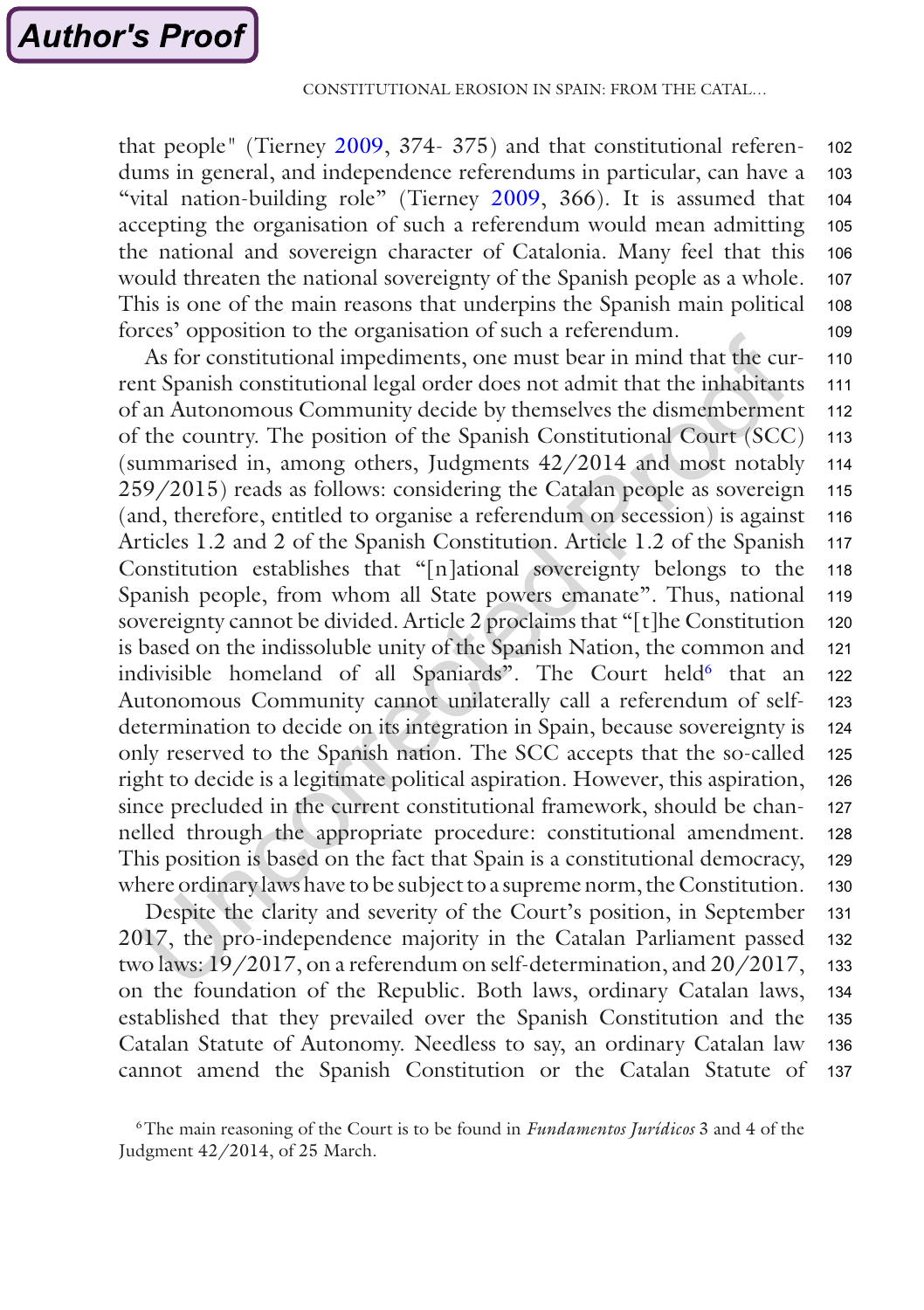that people" (Tierney 2009, 374- 375) and that constitutional referendums in general, and independence referendums in particular, can have a "vital nation-building role" (Tierney 2009, 366). It is assumed that accepting the organisation of such a referendum would mean admitting the national and sovereign character of Catalonia. Many feel that this would threaten the national sovereignty of the Spanish people as a whole. This is one of the main reasons that underpins the Spanish main political forces' opposition to the organisation of such a referendum.

As for constitutional impediments, one must bear in mind that the current Spanish constitutional legal order does not admit that the inhabitants of an Autonomous Community decide by themselves the dismemberment of the country. The position of the Spanish Constitutional Court (SCC) (summarised in, among others, Judgments 42/2014 and most notably 259/2015) reads as follows: considering the Catalan people as sovereign (and, therefore, entitled to organise a referendum on secession) is against Articles 1.2 and 2 of the Spanish Constitution. Article 1.2 of the Spanish Constitution establishes that "[n]ational sovereignty belongs to the Spanish people, from whom all State powers emanate". Thus, national sovereignty cannot be divided. Article 2 proclaims that "[t]he Constitution is based on the indissoluble unity of the Spanish Nation, the common and indivisible homeland of all Spaniards". The Court held[6] that an Autonomous Community cannot unilaterally call a referendum of self-determination to decide on its integration in Spain, because sovereignty is only reserved to the Spanish nation. The SCC accepts that the so-called right to decide is a legitimate political aspiration. However, this aspiration, since precluded in the current constitutional framework, should be channelled through the appropriate procedure: constitutional amendment. This position is based on the fact that Spain is a constitutional democracy, where ordinary laws have to be subject to a supreme norm, the Constitution.

Despite the clarity and severity of the Court's position, in September 2017, the pro-independence majority in the Catalan Parliament passed two laws: 19/2017, on a referendum on self-determination, and 20/2017, on the foundation of the Republic. Both laws, ordinary Catalan laws, established that they prevailed over the Spanish Constitution and the Catalan Statute of Autonomy. Needless to say, an ordinary Catalan law cannot amend the Spanish Constitution or the Catalan Statute of

[6] The main reasoning of the Court is to be found in *Fundamentos Jurídicos* 3 and 4 of the Judgment 42/2014, of 25 March.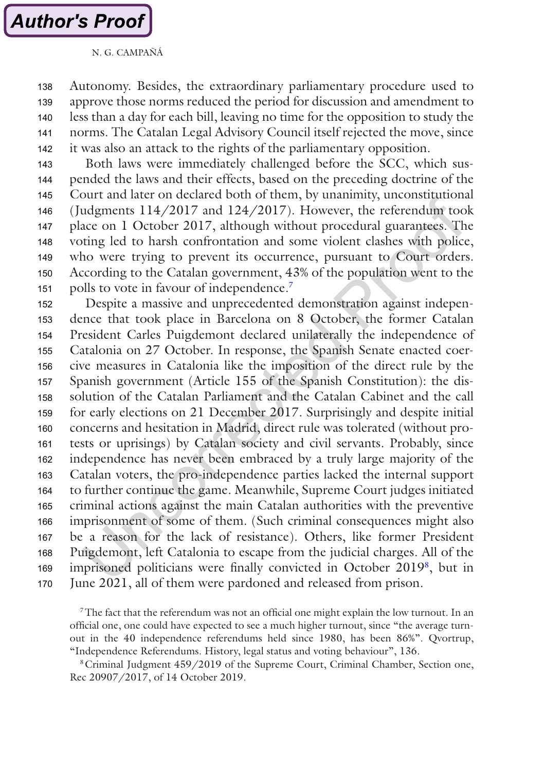Autonomy. Besides, the extraordinary parliamentary procedure used to approve those norms reduced the period for discussion and amendment to less than a day for each bill, leaving no time for the opposition to study the norms. The Catalan Legal Advisory Council itself rejected the move, since it was also an attack to the rights of the parliamentary opposition.

Both laws were immediately challenged before the SCC, which suspended the laws and their effects, based on the preceding doctrine of the Court and later on declared both of them, by unanimity, unconstitutional (Judgments 114/2017 and 124/2017). However, the referendum took place on 1 October 2017, although without procedural guarantees. The voting led to harsh confrontation and some violent clashes with police, who were trying to prevent its occurrence, pursuant to Court orders. According to the Catalan government, 43% of the population went to the polls to vote in favour of independence.[7]

Despite a massive and unprecedented demonstration against independence that took place in Barcelona on 8 October, the former Catalan President Carles Puigdemont declared unilaterally the independence of Catalonia on 27 October. In response, the Spanish Senate enacted coercive measures in Catalonia like the imposition of the direct rule by the Spanish government (Article 155 of the Spanish Constitution): the dissolution of the Catalan Parliament and the Catalan Cabinet and the call for early elections on 21 December 2017. Surprisingly and despite initial concerns and hesitation in Madrid, direct rule was tolerated (without protests or uprisings) by Catalan society and civil servants. Probably, since independence has never been embraced by a truly large majority of the Catalan voters, the pro-independence parties lacked the internal support to further continue the game. Meanwhile, Supreme Court judges initiated criminal actions against the main Catalan authorities with the preventive imprisonment of some of them. (Such criminal consequences might also be a reason for the lack of resistance). Others, like former President Puigdemont, left Catalonia to escape from the judicial charges. All of the imprisoned politicians were finally convicted in October 2019[8], but in June 2021, all of them were pardoned and released from prison.

[7] The fact that the referendum was not an official one might explain the low turnout. In an official one, one could have expected to see a much higher turnout, since "the average turnout in the 40 independence referendums held since 1980, has been 86%". Qvortrup, "Independence Referendums. History, legal status and voting behaviour", 136.

[8] Criminal Judgment 459/2019 of the Supreme Court, Criminal Chamber, Section one, Rec 20907/2017, of 14 October 2019.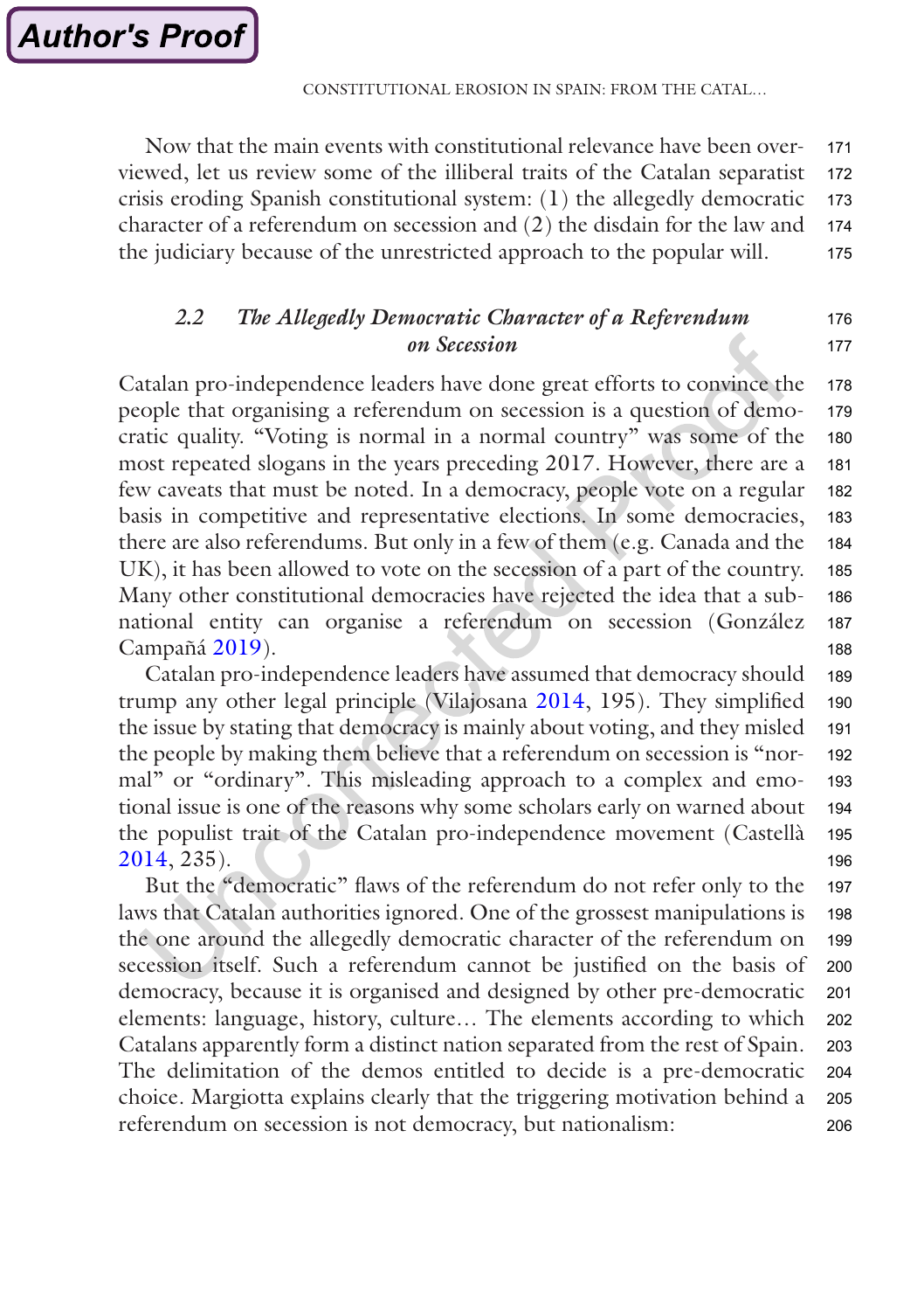Now that the main events with constitutional relevance have been overviewed, let us review some of the illiberal traits of the Catalan separatist crisis eroding Spanish constitutional system: (1) the allegedly democratic character of a referendum on secession and (2) the disdain for the law and the judiciary because of the unrestricted approach to the popular will.

### 2.2 *The Allegedly Democratic Character of a Referendum on Secession*

Catalan pro-independence leaders have done great efforts to convince the people that organising a referendum on secession is a question of democratic quality. "Voting is normal in a normal country" was some of the most repeated slogans in the years preceding 2017. However, there are a few caveats that must be noted. In a democracy, people vote on a regular basis in competitive and representative elections. In some democracies, there are also referendums. But only in a few of them (e.g. Canada and the UK), it has been allowed to vote on the secession of a part of the country. Many other constitutional democracies have rejected the idea that a sub-national entity can organise a referendum on secession (González Campañá 2019).

Catalan pro-independence leaders have assumed that democracy should trump any other legal principle (Vilajosana 2014, 195). They simplified the issue by stating that democracy is mainly about voting, and they misled the people by making them believe that a referendum on secession is "normal" or "ordinary". This misleading approach to a complex and emotional issue is one of the reasons why some scholars early on warned about the populist trait of the Catalan pro-independence movement (Castellà 2014, 235).

But the "democratic" flaws of the referendum do not refer only to the laws that Catalan authorities ignored. One of the grossest manipulations is the one around the allegedly democratic character of the referendum on secession itself. Such a referendum cannot be justified on the basis of democracy, because it is organised and designed by other pre-democratic elements: language, history, culture… The elements according to which Catalans apparently form a distinct nation separated from the rest of Spain. The delimitation of the demos entitled to decide is a pre-democratic choice. Margiotta explains clearly that the triggering motivation behind a referendum on secession is not democracy, but nationalism: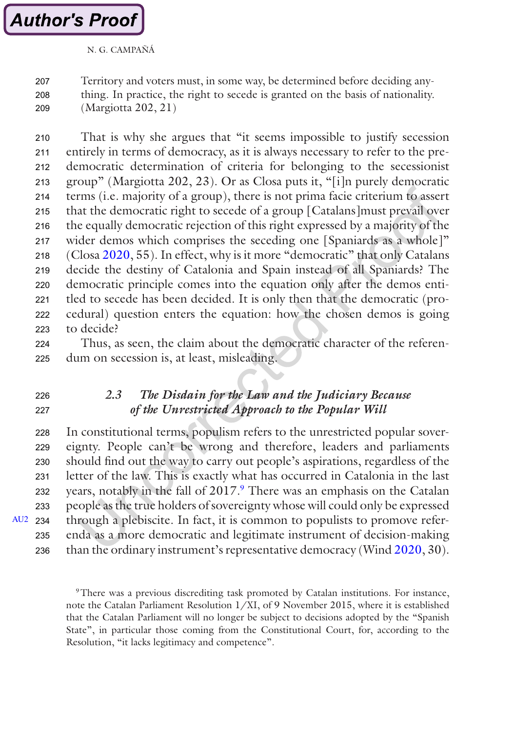Territory and voters must, in some way, be determined before deciding anything. In practice, the right to secede is granted on the basis of nationality. (Margiotta 202, 21)

That is why she argues that "it seems impossible to justify secession entirely in terms of democracy, as it is always necessary to refer to the pre-democratic determination of criteria for belonging to the secessionist group" (Margiotta 202, 23). Or as Closa puts it, "[i]n purely democratic terms (i.e. majority of a group), there is not prima facie criterium to assert that the democratic right to secede of a group [Catalans]must prevail over the equally democratic rejection of this right expressed by a majority of the wider demos which comprises the seceding one [Spaniards as a whole]" (Closa 2020, 55). In effect, why is it more "democratic" that only Catalans decide the destiny of Catalonia and Spain instead of all Spaniards? The democratic principle comes into the equation only after the demos entitled to secede has been decided. It is only then that the democratic (procedural) question enters the equation: how the chosen demos is going to decide?

Thus, as seen, the claim about the democratic character of the referendum on secession is, at least, misleading.

### 2.3 *The Disdain for the Law and the Judiciary Because of the Unrestricted Approach to the Popular Will*

In constitutional terms, populism refers to the unrestricted popular sovereignty. People can't be wrong and therefore, leaders and parliaments should find out the way to carry out people's aspirations, regardless of the letter of the law. This is exactly what has occurred in Catalonia in the last years, notably in the fall of 2017.[9] There was an emphasis on the Catalan people as the true holders of sovereignty whose will could only be expressed through a plebiscite. In fact, it is common to populists to promote referenda as a more democratic and legitimate instrument of decision-making than the ordinary instrument's representative democracy (Wind 2020, 30).

[9] There was a previous discrediting task promoted by Catalan institutions. For instance, note the Catalan Parliament Resolution 1/XI, of 9 November 2015, where it is established that the Catalan Parliament will no longer be subject to decisions adopted by the "Spanish State", in particular those coming from the Constitutional Court, for, according to the Resolution, "it lacks legitimacy and competence".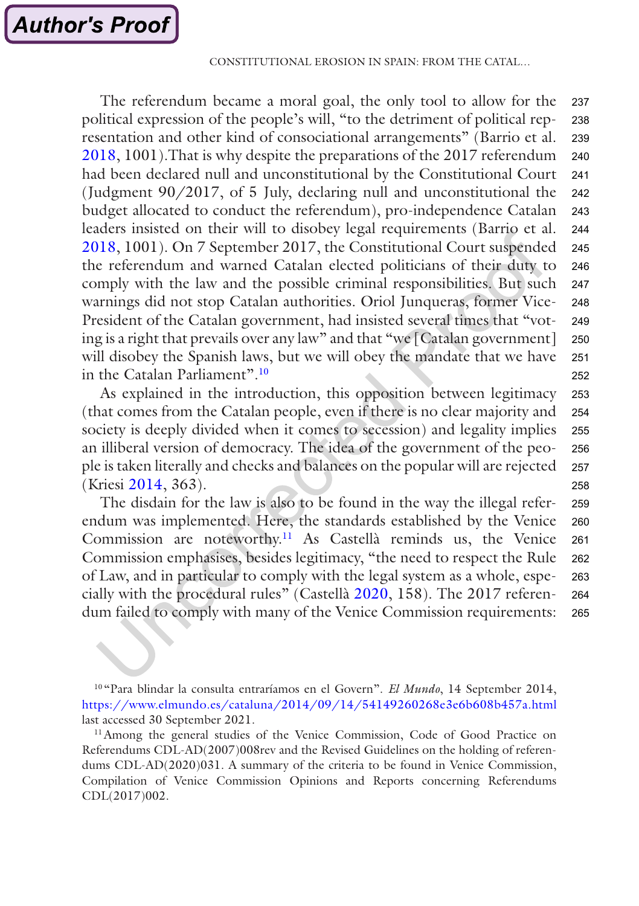The referendum became a moral goal, the only tool to allow for the political expression of the people's will, "to the detriment of political representation and other kind of consociational arrangements" (Barrio et al. 2018, 1001).That is why despite the preparations of the 2017 referendum had been declared null and unconstitutional by the Constitutional Court (Judgment 90/2017, of 5 July, declaring null and unconstitutional the budget allocated to conduct the referendum), pro-independence Catalan leaders insisted on their will to disobey legal requirements (Barrio et al. 2018, 1001). On 7 September 2017, the Constitutional Court suspended the referendum and warned Catalan elected politicians of their duty to comply with the law and the possible criminal responsibilities. But such warnings did not stop Catalan authorities. Oriol Junqueras, former Vice-President of the Catalan government, had insisted several times that "voting is a right that prevails over any law" and that "we [Catalan government] will disobey the Spanish laws, but we will obey the mandate that we have in the Catalan Parliament".[10]

As explained in the introduction, this opposition between legitimacy (that comes from the Catalan people, even if there is no clear majority and society is deeply divided when it comes to secession) and legality implies an illiberal version of democracy. The idea of the government of the people is taken literally and checks and balances on the popular will are rejected (Kriesi 2014, 363).

The disdain for the law is also to be found in the way the illegal referendum was implemented. Here, the standards established by the Venice Commission are noteworthy.[11] As Castellà reminds us, the Venice Commission emphasises, besides legitimacy, "the need to respect the Rule of Law, and in particular to comply with the legal system as a whole, especially with the procedural rules" (Castellà 2020, 158). The 2017 referendum failed to comply with many of the Venice Commission requirements:

---

[10] "Para blindar la consulta entraríamos en el Govern". *El Mundo*, 14 September 2014, https://www.elmundo.es/cataluna/2014/09/14/54149260268e3e6b608b457a.html last accessed 30 September 2021.

[11] Among the general studies of the Venice Commission, Code of Good Practice on Referendums CDL-AD(2007)008rev and the Revised Guidelines on the holding of referendums CDL-AD(2020)031. A summary of the criteria to be found in Venice Commission, Compilation of Venice Commission Opinions and Reports concerning Referendums CDL(2017)002.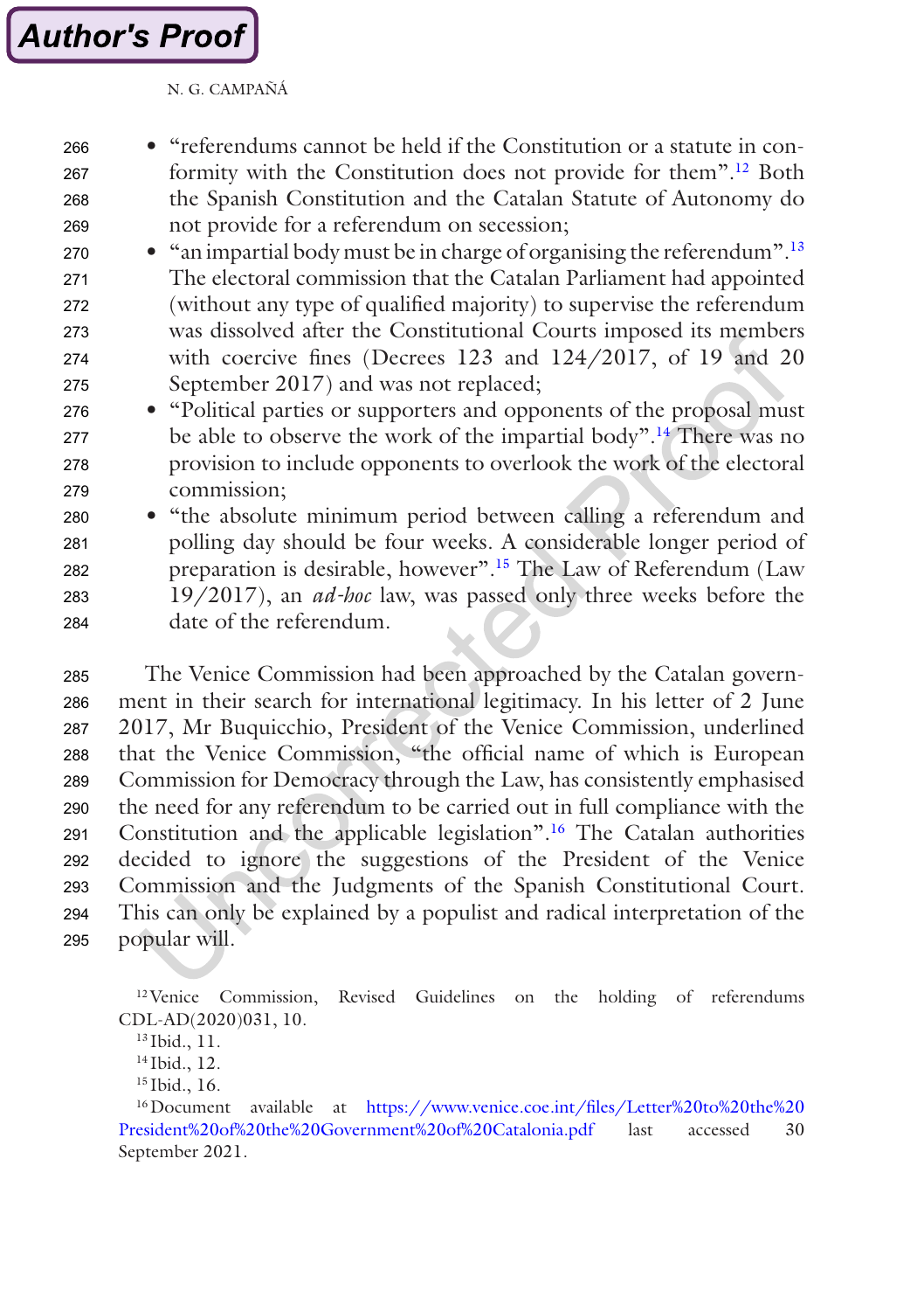- "referendums cannot be held if the Constitution or a statute in conformity with the Constitution does not provide for them".[12] Both the Spanish Constitution and the Catalan Statute of Autonomy do not provide for a referendum on secession;
- "an impartial body must be in charge of organising the referendum".[13] The electoral commission that the Catalan Parliament had appointed (without any type of qualified majority) to supervise the referendum was dissolved after the Constitutional Courts imposed its members with coercive fines (Decrees 123 and 124/2017, of 19 and 20 September 2017) and was not replaced;
- "Political parties or supporters and opponents of the proposal must be able to observe the work of the impartial body".[14] There was no provision to include opponents to overlook the work of the electoral commission;
- "the absolute minimum period between calling a referendum and polling day should be four weeks. A considerable longer period of preparation is desirable, however".[15] The Law of Referendum (Law 19/2017), an *ad-hoc* law, was passed only three weeks before the date of the referendum.

The Venice Commission had been approached by the Catalan government in their search for international legitimacy. In his letter of 2 June 2017, Mr Buquicchio, President of the Venice Commission, underlined that the Venice Commission, "the official name of which is European Commission for Democracy through the Law, has consistently emphasised the need for any referendum to be carried out in full compliance with the Constitution and the applicable legislation".[16] The Catalan authorities decided to ignore the suggestions of the President of the Venice Commission and the Judgments of the Spanish Constitutional Court. This can only be explained by a populist and radical interpretation of the popular will.

[12] Venice Commission, Revised Guidelines on the holding of referendums CDL-AD(2020)031, 10.

[13] Ibid., 11.

[14] Ibid., 12.

[15] Ibid., 16.

[16] Document available at https://www.venice.coe.int/files/Letter%20to%20the%20President%20of%20the%20Government%20of%20Catalonia.pdf last accessed 30 September 2021.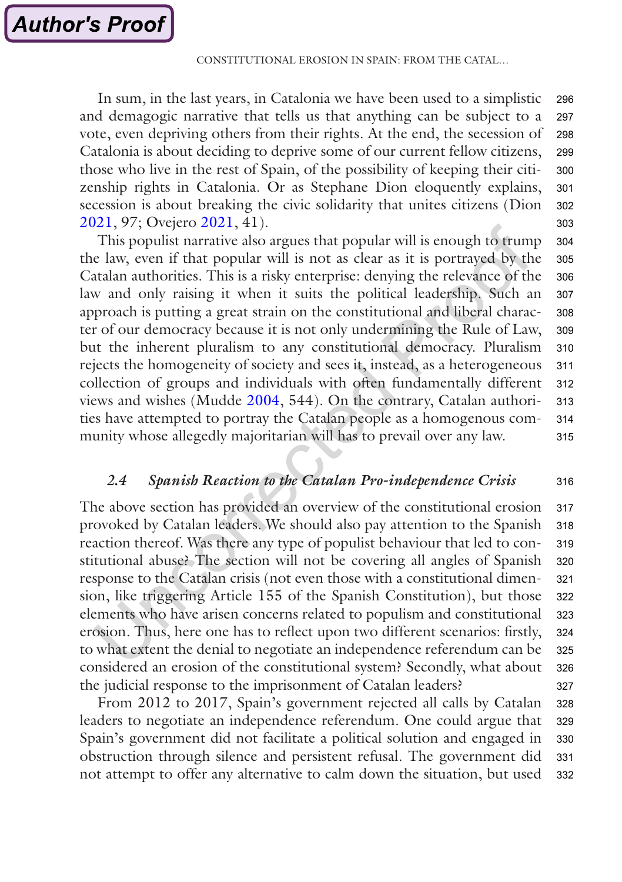In sum, in the last years, in Catalonia we have been used to a simplistic and demagogic narrative that tells us that anything can be subject to a vote, even depriving others from their rights. At the end, the secession of Catalonia is about deciding to deprive some of our current fellow citizens, those who live in the rest of Spain, of the possibility of keeping their citizenship rights in Catalonia. Or as Stephane Dion eloquently explains, secession is about breaking the civic solidarity that unites citizens (Dion 2021, 97; Ovejero 2021, 41).

This populist narrative also argues that popular will is enough to trump the law, even if that popular will is not as clear as it is portrayed by the Catalan authorities. This is a risky enterprise: denying the relevance of the law and only raising it when it suits the political leadership. Such an approach is putting a great strain on the constitutional and liberal character of our democracy because it is not only undermining the Rule of Law, but the inherent pluralism to any constitutional democracy. Pluralism rejects the homogeneity of society and sees it, instead, as a heterogeneous collection of groups and individuals with often fundamentally different views and wishes (Mudde 2004, 544). On the contrary, Catalan authorities have attempted to portray the Catalan people as a homogenous community whose allegedly majoritarian will has to prevail over any law.

### *2.4 Spanish Reaction to the Catalan Pro-independence Crisis*

The above section has provided an overview of the constitutional erosion provoked by Catalan leaders. We should also pay attention to the Spanish reaction thereof. Was there any type of populist behaviour that led to constitutional abuse? The section will not be covering all angles of Spanish response to the Catalan crisis (not even those with a constitutional dimension, like triggering Article 155 of the Spanish Constitution), but those elements who have arisen concerns related to populism and constitutional erosion. Thus, here one has to reflect upon two different scenarios: firstly, to what extent the denial to negotiate an independence referendum can be considered an erosion of the constitutional system? Secondly, what about the judicial response to the imprisonment of Catalan leaders?

From 2012 to 2017, Spain's government rejected all calls by Catalan leaders to negotiate an independence referendum. One could argue that Spain's government did not facilitate a political solution and engaged in obstruction through silence and persistent refusal. The government did not attempt to offer any alternative to calm down the situation, but used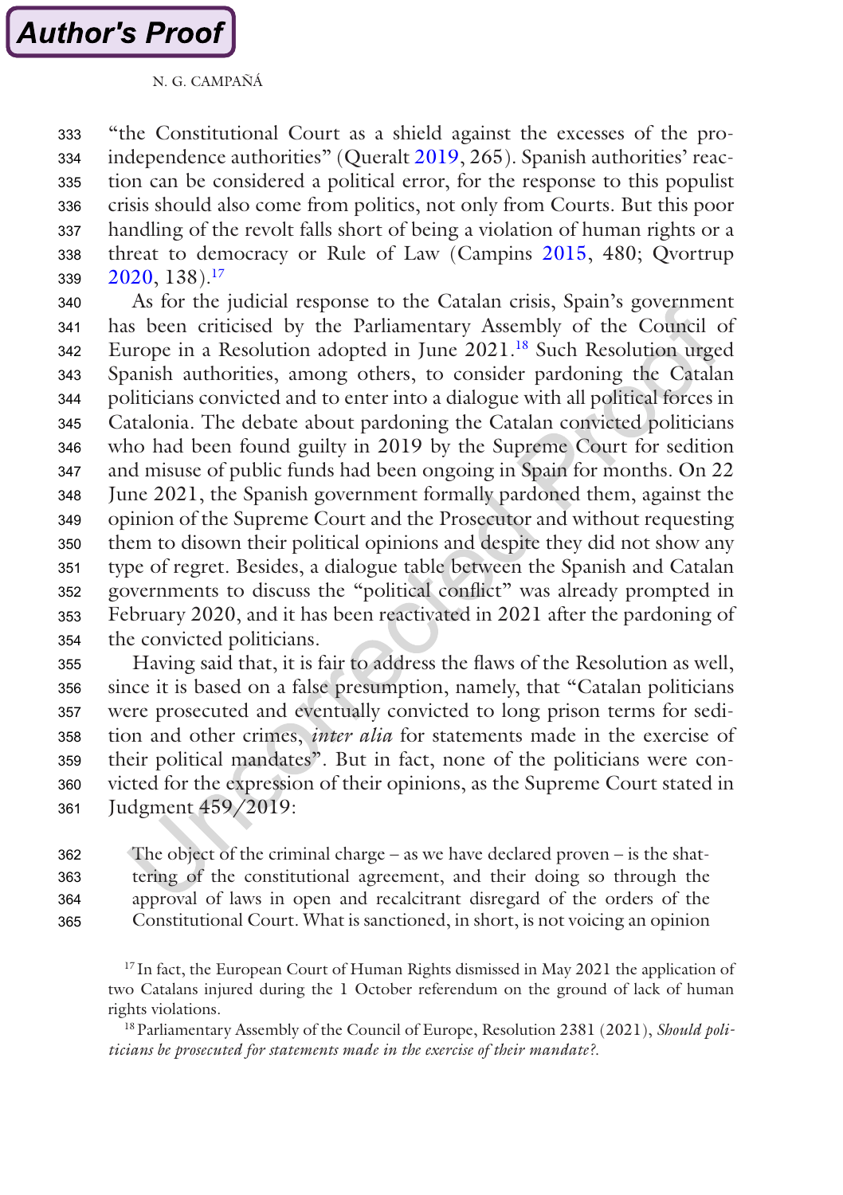"the Constitutional Court as a shield against the excesses of the pro-independence authorities" (Queralt 2019, 265). Spanish authorities' reaction can be considered a political error, for the response to this populist crisis should also come from politics, not only from Courts. But this poor handling of the revolt falls short of being a violation of human rights or a threat to democracy or Rule of Law (Campins 2015, 480; Qvortrup 2020, 138).[17]

As for the judicial response to the Catalan crisis, Spain's government has been criticised by the Parliamentary Assembly of the Council of Europe in a Resolution adopted in June 2021.[18] Such Resolution urged Spanish authorities, among others, to consider pardoning the Catalan politicians convicted and to enter into a dialogue with all political forces in Catalonia. The debate about pardoning the Catalan convicted politicians who had been found guilty in 2019 by the Supreme Court for sedition and misuse of public funds had been ongoing in Spain for months. On 22 June 2021, the Spanish government formally pardoned them, against the opinion of the Supreme Court and the Prosecutor and without requesting them to disown their political opinions and despite they did not show any type of regret. Besides, a dialogue table between the Spanish and Catalan governments to discuss the "political conflict" was already prompted in February 2020, and it has been reactivated in 2021 after the pardoning of the convicted politicians.

Having said that, it is fair to address the flaws of the Resolution as well, since it is based on a false presumption, namely, that "Catalan politicians were prosecuted and eventually convicted to long prison terms for sedition and other crimes, *inter alia* for statements made in the exercise of their political mandates". But in fact, none of the politicians were convicted for the expression of their opinions, as the Supreme Court stated in Judgment 459/2019:

> The object of the criminal charge – as we have declared proven – is the shattering of the constitutional agreement, and their doing so through the approval of laws in open and recalcitrant disregard of the orders of the Constitutional Court. What is sanctioned, in short, is not voicing an opinion

[17] In fact, the European Court of Human Rights dismissed in May 2021 the application of two Catalans injured during the 1 October referendum on the ground of lack of human rights violations.

[18] Parliamentary Assembly of the Council of Europe, Resolution 2381 (2021), *Should politicians be prosecuted for statements made in the exercise of their mandate?*.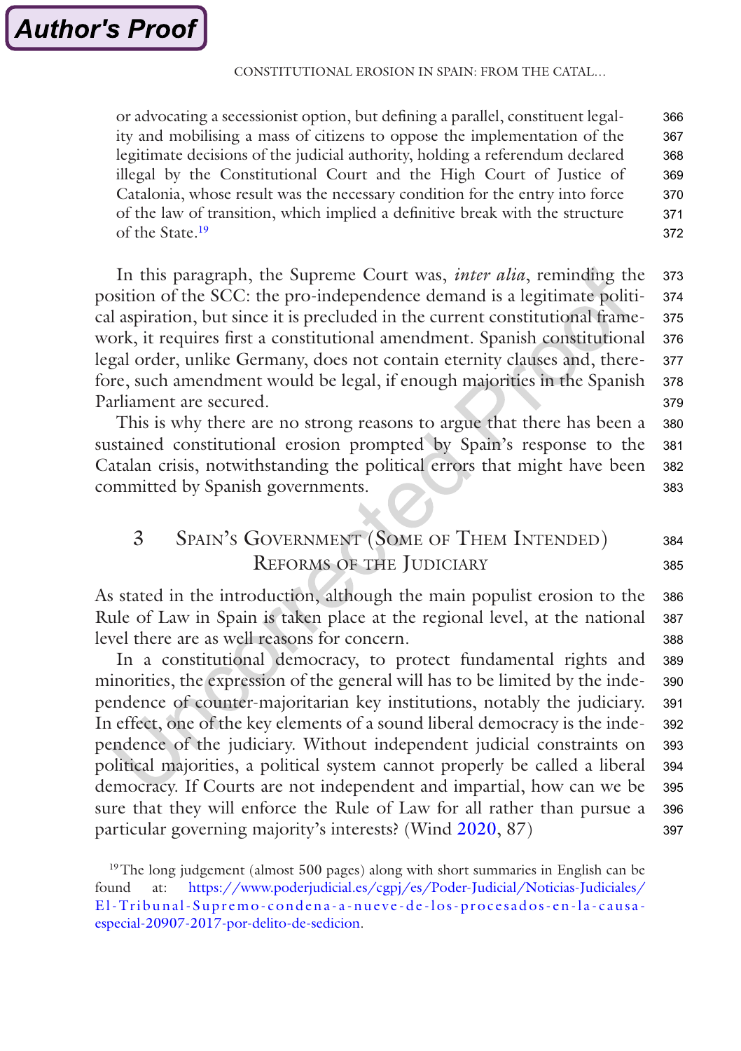or advocating a secessionist option, but defining a parallel, constituent legality and mobilising a mass of citizens to oppose the implementation of the legitimate decisions of the judicial authority, holding a referendum declared illegal by the Constitutional Court and the High Court of Justice of Catalonia, whose result was the necessary condition for the entry into force of the law of transition, which implied a definitive break with the structure of the State.[19]

In this paragraph, the Supreme Court was, *inter alia*, reminding the position of the SCC: the pro-independence demand is a legitimate political aspiration, but since it is precluded in the current constitutional framework, it requires first a constitutional amendment. Spanish constitutional legal order, unlike Germany, does not contain eternity clauses and, therefore, such amendment would be legal, if enough majorities in the Spanish Parliament are secured.

This is why there are no strong reasons to argue that there has been a sustained constitutional erosion prompted by Spain's response to the Catalan crisis, notwithstanding the political errors that might have been committed by Spanish governments.

## 3 Spain's Government (Some of Them Intended) Reforms of the Judiciary

As stated in the introduction, although the main populist erosion to the Rule of Law in Spain is taken place at the regional level, at the national level there are as well reasons for concern.

In a constitutional democracy, to protect fundamental rights and minorities, the expression of the general will has to be limited by the independence of counter-majoritarian key institutions, notably the judiciary. In effect, one of the key elements of a sound liberal democracy is the independence of the judiciary. Without independent judicial constraints on political majorities, a political system cannot properly be called a liberal democracy. If Courts are not independent and impartial, how can we be sure that they will enforce the Rule of Law for all rather than pursue a particular governing majority's interests? (Wind 2020, 87)

[19] The long judgement (almost 500 pages) along with short summaries in English can be found at: https://www.poderjudicial.es/cgpj/es/Poder-Judicial/Noticias-Judiciales/El-Tribunal-Supremo-condena-a-nueve-de-los-procesados-en-la-causa-especial-20907-2017-por-delito-de-sedicion.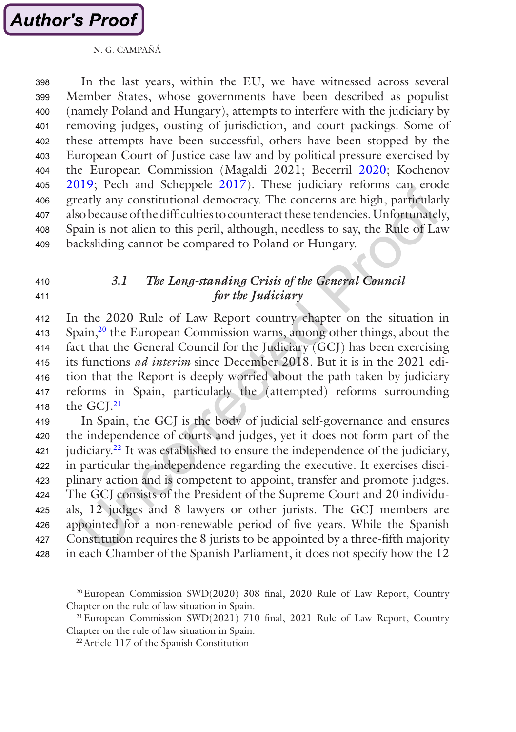In the last years, within the EU, we have witnessed across several Member States, whose governments have been described as populist (namely Poland and Hungary), attempts to interfere with the judiciary by removing judges, ousting of jurisdiction, and court packings. Some of these attempts have been successful, others have been stopped by the European Court of Justice case law and by political pressure exercised by the European Commission (Magaldi 2021; Becerril 2020; Kochenov 2019; Pech and Scheppele 2017). These judiciary reforms can erode greatly any constitutional democracy. The concerns are high, particularly also because of the difficulties to counteract these tendencies. Unfortunately, Spain is not alien to this peril, although, needless to say, the Rule of Law backsliding cannot be compared to Poland or Hungary.

### 3.1 *The Long-standing Crisis of the General Council for the Judiciary*

In the 2020 Rule of Law Report country chapter on the situation in Spain,[20] the European Commission warns, among other things, about the fact that the General Council for the Judiciary (GCJ) has been exercising its functions *ad interim* since December 2018. But it is in the 2021 edition that the Report is deeply worried about the path taken by judiciary reforms in Spain, particularly the (attempted) reforms surrounding the GCJ.[21]

In Spain, the GCJ is the body of judicial self-governance and ensures the independence of courts and judges, yet it does not form part of the judiciary.[22] It was established to ensure the independence of the judiciary, in particular the independence regarding the executive. It exercises disciplinary action and is competent to appoint, transfer and promote judges. The GCJ consists of the President of the Supreme Court and 20 individuals, 12 judges and 8 lawyers or other jurists. The GCJ members are appointed for a non-renewable period of five years. While the Spanish Constitution requires the 8 jurists to be appointed by a three-fifth majority in each Chamber of the Spanish Parliament, it does not specify how the 12

[20] European Commission SWD(2020) 308 final, 2020 Rule of Law Report, Country Chapter on the rule of law situation in Spain.

[21] European Commission SWD(2021) 710 final, 2021 Rule of Law Report, Country Chapter on the rule of law situation in Spain.

[22] Article 117 of the Spanish Constitution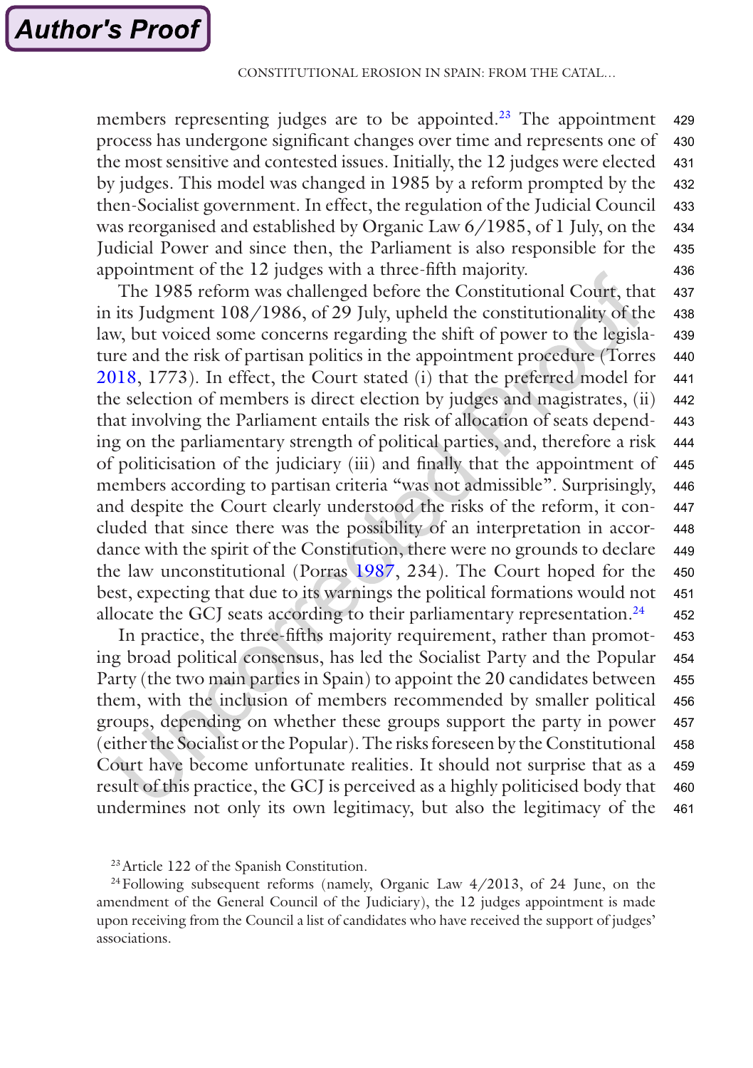members representing judges are to be appointed.[23] The appointment process has undergone significant changes over time and represents one of the most sensitive and contested issues. Initially, the 12 judges were elected by judges. This model was changed in 1985 by a reform prompted by the then-Socialist government. In effect, the regulation of the Judicial Council was reorganised and established by Organic Law 6/1985, of 1 July, on the Judicial Power and since then, the Parliament is also responsible for the appointment of the 12 judges with a three-fifth majority.

The 1985 reform was challenged before the Constitutional Court, that in its Judgment 108/1986, of 29 July, upheld the constitutionality of the law, but voiced some concerns regarding the shift of power to the legislature and the risk of partisan politics in the appointment procedure (Torres 2018, 1773). In effect, the Court stated (i) that the preferred model for the selection of members is direct election by judges and magistrates, (ii) that involving the Parliament entails the risk of allocation of seats depending on the parliamentary strength of political parties, and, therefore a risk of politicisation of the judiciary (iii) and finally that the appointment of members according to partisan criteria "was not admissible". Surprisingly, and despite the Court clearly understood the risks of the reform, it concluded that since there was the possibility of an interpretation in accordance with the spirit of the Constitution, there were no grounds to declare the law unconstitutional (Porras 1987, 234). The Court hoped for the best, expecting that due to its warnings the political formations would not allocate the GCJ seats according to their parliamentary representation.[24]

In practice, the three-fifths majority requirement, rather than promoting broad political consensus, has led the Socialist Party and the Popular Party (the two main parties in Spain) to appoint the 20 candidates between them, with the inclusion of members recommended by smaller political groups, depending on whether these groups support the party in power (either the Socialist or the Popular). The risks foreseen by the Constitutional Court have become unfortunate realities. It should not surprise that as a result of this practice, the GCJ is perceived as a highly politicised body that undermines not only its own legitimacy, but also the legitimacy of the

[23] Article 122 of the Spanish Constitution.

[24] Following subsequent reforms (namely, Organic Law 4/2013, of 24 June, on the amendment of the General Council of the Judiciary), the 12 judges appointment is made upon receiving from the Council a list of candidates who have received the support of judges' associations.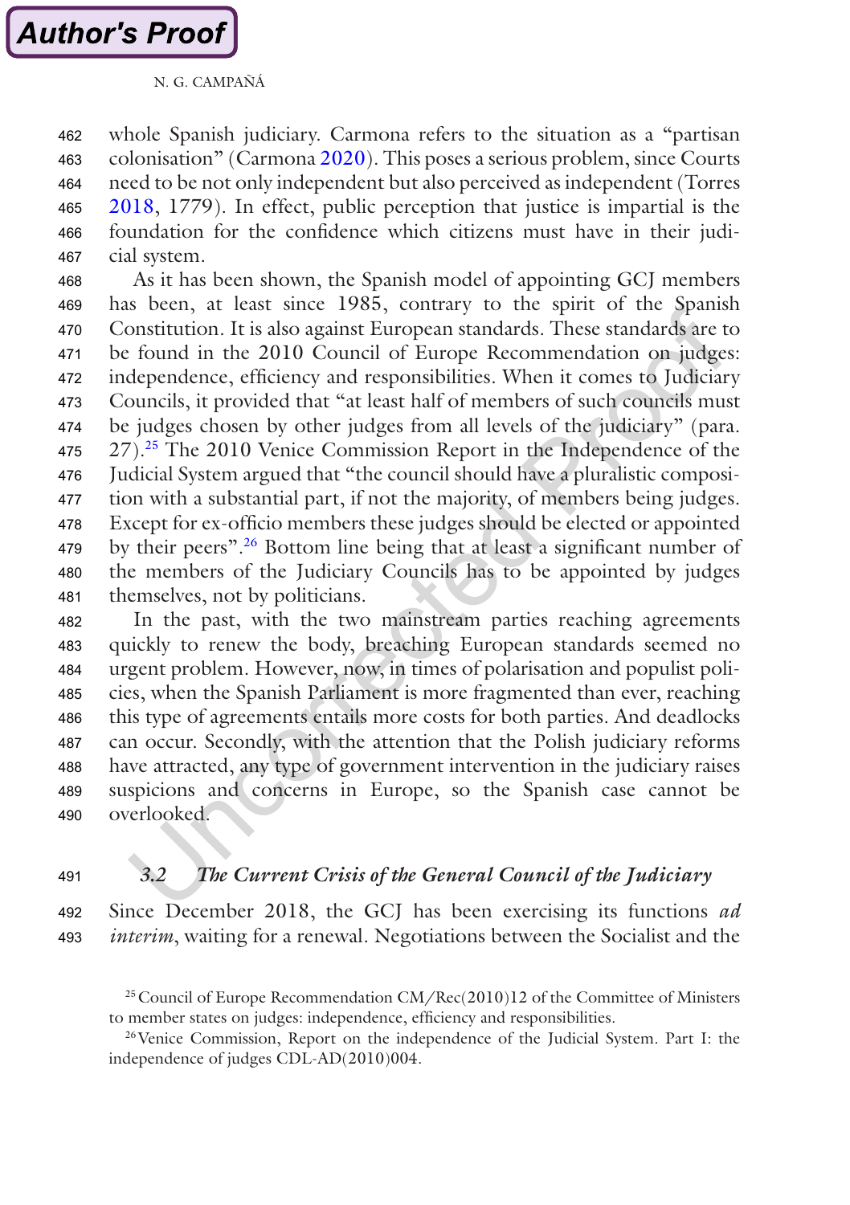whole Spanish judiciary. Carmona refers to the situation as a "partisan colonisation" (Carmona 2020). This poses a serious problem, since Courts need to be not only independent but also perceived as independent (Torres 2018, 1779). In effect, public perception that justice is impartial is the foundation for the confidence which citizens must have in their judicial system.

As it has been shown, the Spanish model of appointing GCJ members has been, at least since 1985, contrary to the spirit of the Spanish Constitution. It is also against European standards. These standards are to be found in the 2010 Council of Europe Recommendation on judges: independence, efficiency and responsibilities. When it comes to Judiciary Councils, it provided that "at least half of members of such councils must be judges chosen by other judges from all levels of the judiciary" (para. 27).[25] The 2010 Venice Commission Report in the Independence of the Judicial System argued that "the council should have a pluralistic composition with a substantial part, if not the majority, of members being judges. Except for ex-officio members these judges should be elected or appointed by their peers".[26] Bottom line being that at least a significant number of the members of the Judiciary Councils has to be appointed by judges themselves, not by politicians.

In the past, with the two mainstream parties reaching agreements quickly to renew the body, breaching European standards seemed no urgent problem. However, now, in times of polarisation and populist policies, when the Spanish Parliament is more fragmented than ever, reaching this type of agreements entails more costs for both parties. And deadlocks can occur. Secondly, with the attention that the Polish judiciary reforms have attracted, any type of government intervention in the judiciary raises suspicions and concerns in Europe, so the Spanish case cannot be overlooked.

### 3.2 *The Current Crisis of the General Council of the Judiciary*

Since December 2018, the GCJ has been exercising its functions *ad interim*, waiting for a renewal. Negotiations between the Socialist and the

[25] Council of Europe Recommendation CM/Rec(2010)12 of the Committee of Ministers to member states on judges: independence, efficiency and responsibilities.

[26] Venice Commission, Report on the independence of the Judicial System. Part I: the independence of judges CDL-AD(2010)004.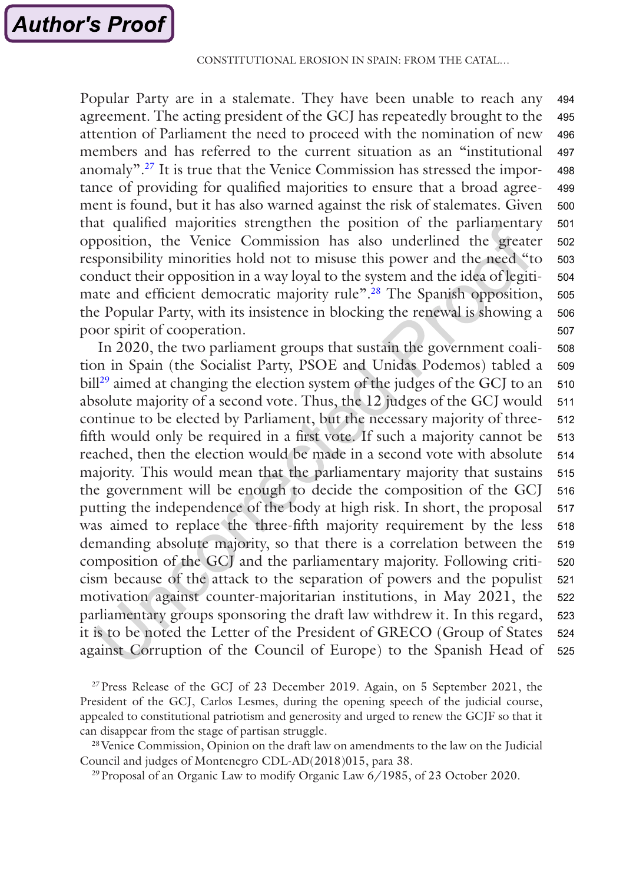Popular Party are in a stalemate. They have been unable to reach any agreement. The acting president of the GCJ has repeatedly brought to the attention of Parliament the need to proceed with the nomination of new members and has referred to the current situation as an "institutional anomaly".[27] It is true that the Venice Commission has stressed the importance of providing for qualified majorities to ensure that a broad agreement is found, but it has also warned against the risk of stalemates. Given that qualified majorities strengthen the position of the parliamentary opposition, the Venice Commission has also underlined the greater responsibility minorities hold not to misuse this power and the need "to conduct their opposition in a way loyal to the system and the idea of legitimate and efficient democratic majority rule".[28] The Spanish opposition, the Popular Party, with its insistence in blocking the renewal is showing a poor spirit of cooperation.

In 2020, the two parliament groups that sustain the government coalition in Spain (the Socialist Party, PSOE and Unidas Podemos) tabled a bill[29] aimed at changing the election system of the judges of the GCJ to an absolute majority of a second vote. Thus, the 12 judges of the GCJ would continue to be elected by Parliament, but the necessary majority of three-fifth would only be required in a first vote. If such a majority cannot be reached, then the election would be made in a second vote with absolute majority. This would mean that the parliamentary majority that sustains the government will be enough to decide the composition of the GCJ putting the independence of the body at high risk. In short, the proposal was aimed to replace the three-fifth majority requirement by the less demanding absolute majority, so that there is a correlation between the composition of the GCJ and the parliamentary majority. Following criticism because of the attack to the separation of powers and the populist motivation against counter-majoritarian institutions, in May 2021, the parliamentary groups sponsoring the draft law withdrew it. In this regard, it is to be noted the Letter of the President of GRECO (Group of States against Corruption of the Council of Europe) to the Spanish Head of

[27] Press Release of the GCJ of 23 December 2019. Again, on 5 September 2021, the President of the GCJ, Carlos Lesmes, during the opening speech of the judicial course, appealed to constitutional patriotism and generosity and urged to renew the GCJF so that it can disappear from the stage of partisan struggle.

[28] Venice Commission, Opinion on the draft law on amendments to the law on the Judicial Council and judges of Montenegro CDL-AD(2018)015, para 38.

[29] Proposal of an Organic Law to modify Organic Law 6/1985, of 23 October 2020.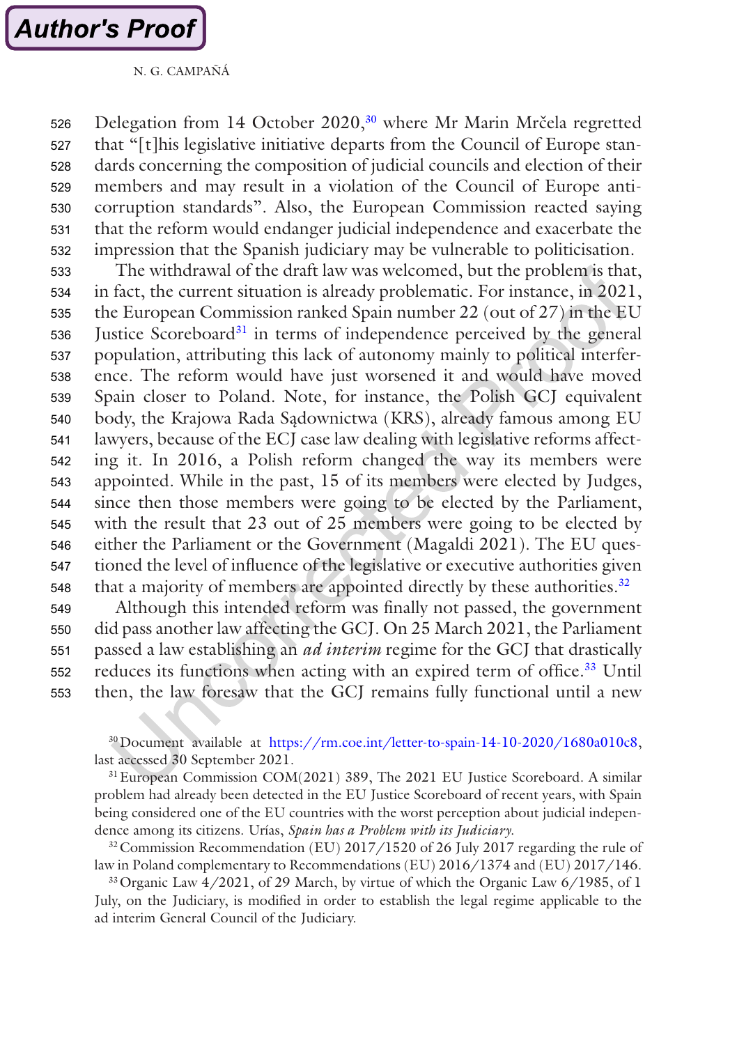Delegation from 14 October 2020,[30] where Mr Marin Mrčela regretted that "[t]his legislative initiative departs from the Council of Europe standards concerning the composition of judicial councils and election of their members and may result in a violation of the Council of Europe anti-corruption standards". Also, the European Commission reacted saying that the reform would endanger judicial independence and exacerbate the impression that the Spanish judiciary may be vulnerable to politicisation.

The withdrawal of the draft law was welcomed, but the problem is that, in fact, the current situation is already problematic. For instance, in 2021, the European Commission ranked Spain number 22 (out of 27) in the EU Justice Scoreboard[31] in terms of independence perceived by the general population, attributing this lack of autonomy mainly to political interference. The reform would have just worsened it and would have moved Spain closer to Poland. Note, for instance, the Polish GCJ equivalent body, the Krajowa Rada Sądownictwa (KRS), already famous among EU lawyers, because of the ECJ case law dealing with legislative reforms affecting it. In 2016, a Polish reform changed the way its members were appointed. While in the past, 15 of its members were elected by Judges, since then those members were going to be elected by the Parliament, with the result that 23 out of 25 members were going to be elected by either the Parliament or the Government (Magaldi 2021). The EU questioned the level of influence of the legislative or executive authorities given that a majority of members are appointed directly by these authorities.[32]

Although this intended reform was finally not passed, the government did pass another law affecting the GCJ. On 25 March 2021, the Parliament passed a law establishing an *ad interim* regime for the GCJ that drastically reduces its functions when acting with an expired term of office.[33] Until then, the law foresaw that the GCJ remains fully functional until a new

[30] Document available at https://rm.coe.int/letter-to-spain-14-10-2020/1680a010c8, last accessed 30 September 2021.

[31] European Commission COM(2021) 389, The 2021 EU Justice Scoreboard. A similar problem had already been detected in the EU Justice Scoreboard of recent years, with Spain being considered one of the EU countries with the worst perception about judicial independence among its citizens. Urías, *Spain has a Problem with its Judiciary*.

[32] Commission Recommendation (EU) 2017/1520 of 26 July 2017 regarding the rule of law in Poland complementary to Recommendations (EU) 2016/1374 and (EU) 2017/146.

[33] Organic Law 4/2021, of 29 March, by virtue of which the Organic Law 6/1985, of 1 July, on the Judiciary, is modified in order to establish the legal regime applicable to the ad interim General Council of the Judiciary.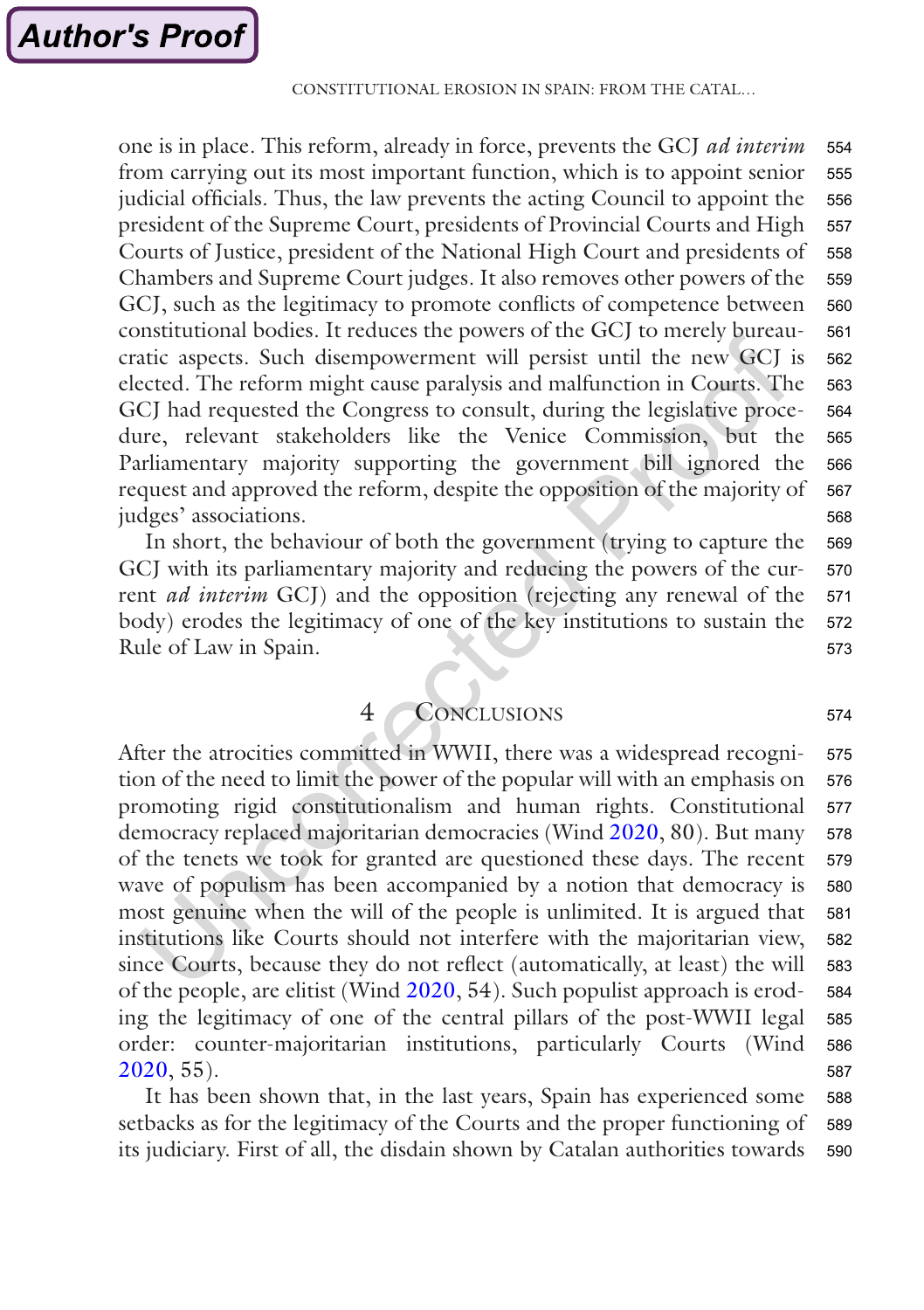one is in place. This reform, already in force, prevents the GCJ *ad interim* from carrying out its most important function, which is to appoint senior judicial officials. Thus, the law prevents the acting Council to appoint the president of the Supreme Court, presidents of Provincial Courts and High Courts of Justice, president of the National High Court and presidents of Chambers and Supreme Court judges. It also removes other powers of the GCJ, such as the legitimacy to promote conflicts of competence between constitutional bodies. It reduces the powers of the GCJ to merely bureaucratic aspects. Such disempowerment will persist until the new GCJ is elected. The reform might cause paralysis and malfunction in Courts. The GCJ had requested the Congress to consult, during the legislative procedure, relevant stakeholders like the Venice Commission, but the Parliamentary majority supporting the government bill ignored the request and approved the reform, despite the opposition of the majority of judges' associations.

In short, the behaviour of both the government (trying to capture the GCJ with its parliamentary majority and reducing the powers of the current *ad interim* GCJ) and the opposition (rejecting any renewal of the body) erodes the legitimacy of one of the key institutions to sustain the Rule of Law in Spain.

## 4 Conclusions

After the atrocities committed in WWII, there was a widespread recognition of the need to limit the power of the popular will with an emphasis on promoting rigid constitutionalism and human rights. Constitutional democracy replaced majoritarian democracies (Wind 2020, 80). But many of the tenets we took for granted are questioned these days. The recent wave of populism has been accompanied by a notion that democracy is most genuine when the will of the people is unlimited. It is argued that institutions like Courts should not interfere with the majoritarian view, since Courts, because they do not reflect (automatically, at least) the will of the people, are elitist (Wind 2020, 54). Such populist approach is eroding the legitimacy of one of the central pillars of the post-WWII legal order: counter-majoritarian institutions, particularly Courts (Wind 2020, 55).

It has been shown that, in the last years, Spain has experienced some setbacks as for the legitimacy of the Courts and the proper functioning of its judiciary. First of all, the disdain shown by Catalan authorities towards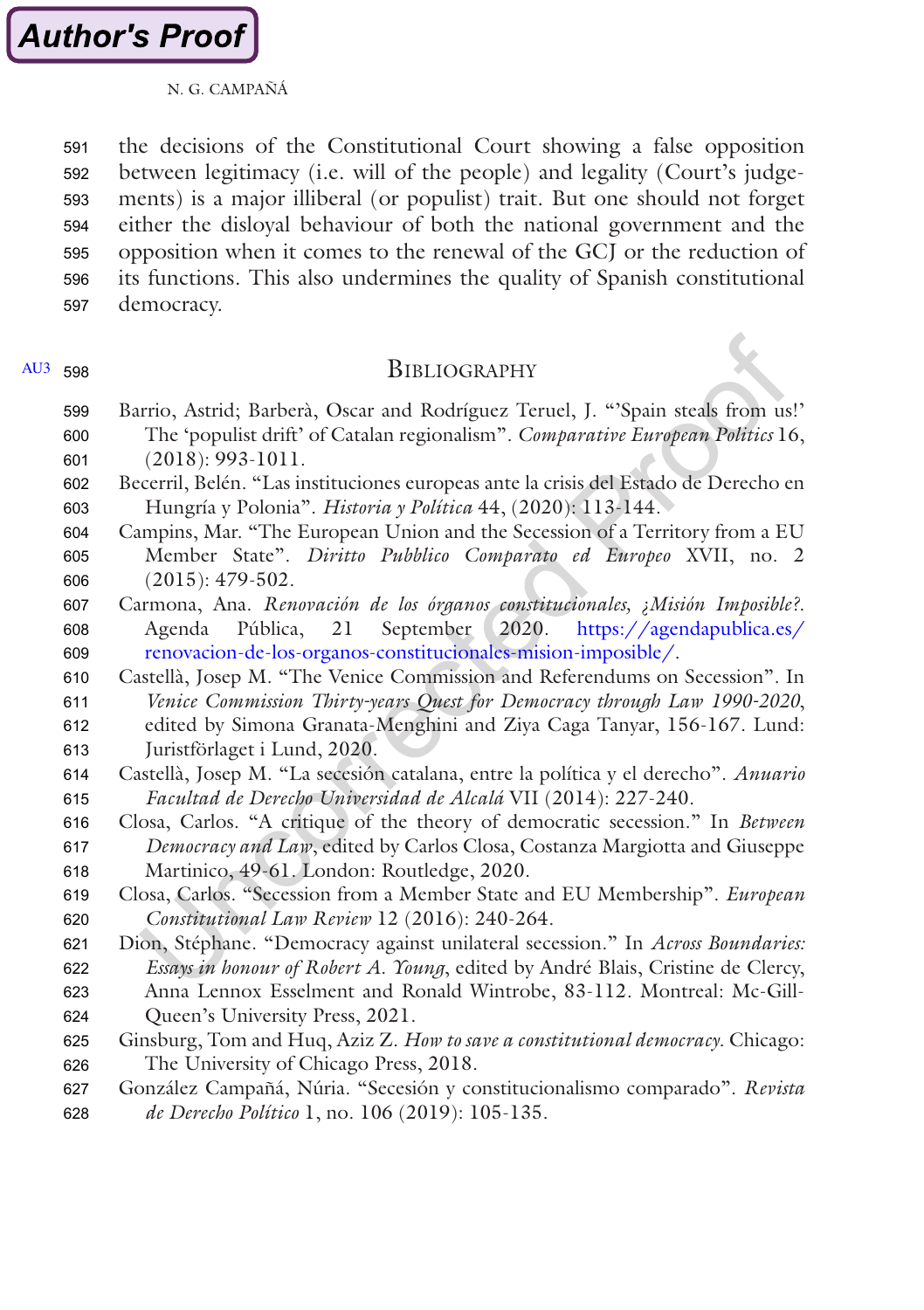the decisions of the Constitutional Court showing a false opposition between legitimacy (i.e. will of the people) and legality (Court's judgements) is a major illiberal (or populist) trait. But one should not forget either the disloyal behaviour of both the national government and the opposition when it comes to the renewal of the GCJ or the reduction of its functions. This also undermines the quality of Spanish constitutional democracy.

## Bibliography

Barrio, Astrid; Barberà, Oscar and Rodríguez Teruel, J. "'Spain steals from us!' The 'populist drift' of Catalan regionalism". *Comparative European Politics* 16, (2018): 993-1011.

Becerril, Belén. "Las instituciones europeas ante la crisis del Estado de Derecho en Hungría y Polonia". *Historia y Política* 44, (2020): 113-144.

Campins, Mar. "The European Union and the Secession of a Territory from a EU Member State". *Diritto Pubblico Comparato ed Europeo* XVII, no. 2 (2015): 479-502.

Carmona, Ana. *Renovación de los órganos constitucionales, ¿Misión Imposible?.* Agenda Pública, 21 September 2020. https://agendapublica.es/renovacion-de-los-organos-constitucionales-mision-imposible/.

Castellà, Josep M. "The Venice Commission and Referendums on Secession". In *Venice Commission Thirty-years Quest for Democracy through Law 1990-2020*, edited by Simona Granata-Menghini and Ziya Caga Tanyar, 156-167. Lund: Juristförlaget i Lund, 2020.

Castellà, Josep M. "La secesión catalana, entre la política y el derecho". *Anuario Facultad de Derecho Universidad de Alcalá* VII (2014): 227-240.

Closa, Carlos. "A critique of the theory of democratic secession." In *Between Democracy and Law*, edited by Carlos Closa, Costanza Margiotta and Giuseppe Martinico, 49-61. London: Routledge, 2020.

Closa, Carlos. "Secession from a Member State and EU Membership". *European Constitutional Law Review* 12 (2016): 240-264.

Dion, Stéphane. "Democracy against unilateral secession." In *Across Boundaries: Essays in honour of Robert A. Young*, edited by André Blais, Cristine de Clercy, Anna Lennox Esselment and Ronald Wintrobe, 83-112. Montreal: Mc-Gill-Queen's University Press, 2021.

Ginsburg, Tom and Huq, Aziz Z. *How to save a constitutional democracy*. Chicago: The University of Chicago Press, 2018.

González Campañá, Núria. "Secesión y constitucionalismo comparado". *Revista de Derecho Político* 1, no. 106 (2019): 105-135.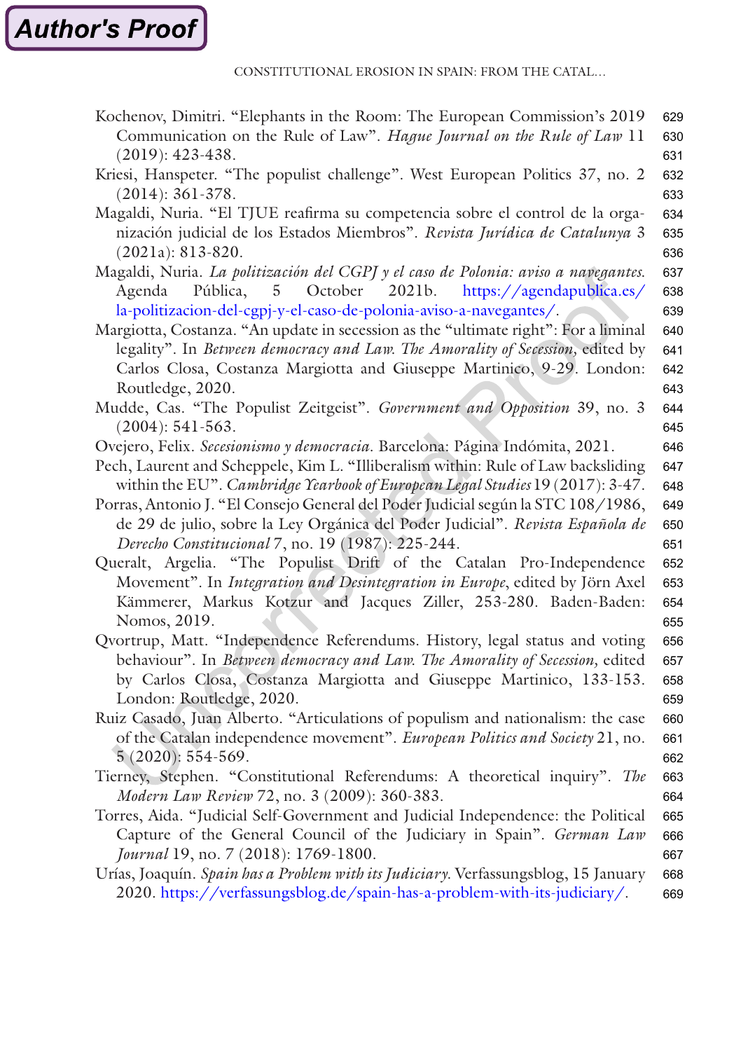Kochenov, Dimitri. “Elephants in the Room: The European Commission’s 2019 Communication on the Rule of Law”. *Hague Journal on the Rule of Law* 11 (2019): 423-438.

Kriesi, Hanspeter. “The populist challenge”. West European Politics 37, no. 2 (2014): 361-378.

Magaldi, Nuria. “El TJUE reafirma su competencia sobre el control de la organización judicial de los Estados Miembros”. *Revista Jurídica de Catalunya* 3 (2021a): 813-820.

Magaldi, Nuria. *La politización del CGPJ y el caso de Polonia: aviso a navegantes.* Agenda Pública, 5 October 2021b. https://agendapublica.es/la-politizacion-del-cgpj-y-el-caso-de-polonia-aviso-a-navegantes/.

Margiotta, Costanza. “An update in secession as the “ultimate right”: For a liminal legality”. In *Between democracy and Law. The Amorality of Secession*, edited by Carlos Closa, Costanza Margiotta and Giuseppe Martinico, 9-29. London: Routledge, 2020.

Mudde, Cas. “The Populist Zeitgeist”. *Government and Opposition* 39, no. 3 (2004): 541-563.

Ovejero, Felix. *Secesionismo y democracia*. Barcelona: Página Indómita, 2021.

Pech, Laurent and Scheppele, Kim L. “Illiberalism within: Rule of Law backsliding within the EU”. *Cambridge Yearbook of European Legal Studies* 19 (2017): 3-47.

Porras, Antonio J. “El Consejo General del Poder Judicial según la STC 108/1986, de 29 de julio, sobre la Ley Orgánica del Poder Judicial”. *Revista Española de Derecho Constitucional* 7, no. 19 (1987): 225-244.

Queralt, Argelia. “The Populist Drift of the Catalan Pro-Independence Movement”. In *Integration and Desintegration in Europe*, edited by Jörn Axel Kämmerer, Markus Kotzur and Jacques Ziller, 253-280. Baden-Baden: Nomos, 2019.

Qvortrup, Matt. “Independence Referendums. History, legal status and voting behaviour”. In *Between democracy and Law. The Amorality of Secession*, edited by Carlos Closa, Costanza Margiotta and Giuseppe Martinico, 133-153. London: Routledge, 2020.

Ruiz Casado, Juan Alberto. “Articulations of populism and nationalism: the case of the Catalan independence movement”. *European Politics and Society* 21, no. 5 (2020): 554-569.

Tierney, Stephen. “Constitutional Referendums: A theoretical inquiry”. *The Modern Law Review* 72, no. 3 (2009): 360-383.

Torres, Aida. “Judicial Self-Government and Judicial Independence: the Political Capture of the General Council of the Judiciary in Spain”. *German Law Journal* 19, no. 7 (2018): 1769-1800.

Urías, Joaquín. *Spain has a Problem with its Judiciary*. Verfassungsblog, 15 January 2020. https://verfassungsblog.de/spain-has-a-problem-with-its-judiciary/.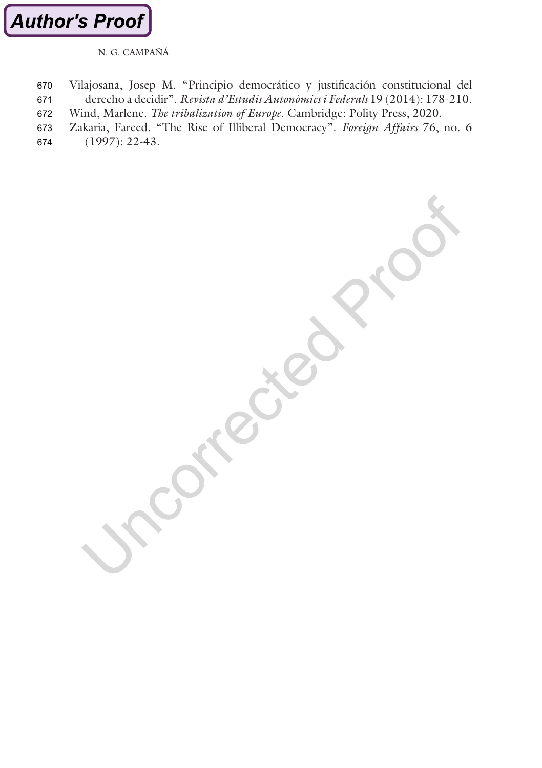Vilajosana, Josep M. "Principio democrático y justificación constitucional del derecho a decidir". *Revista d'Estudis Autonòmics i Federals* 19 (2014): 178-210.

Wind, Marlene. *The tribalization of Europe*. Cambridge: Polity Press, 2020.

Zakaria, Fareed. "The Rise of Illiberal Democracy". *Foreign Affairs* 76, no. 6 (1997): 22-43.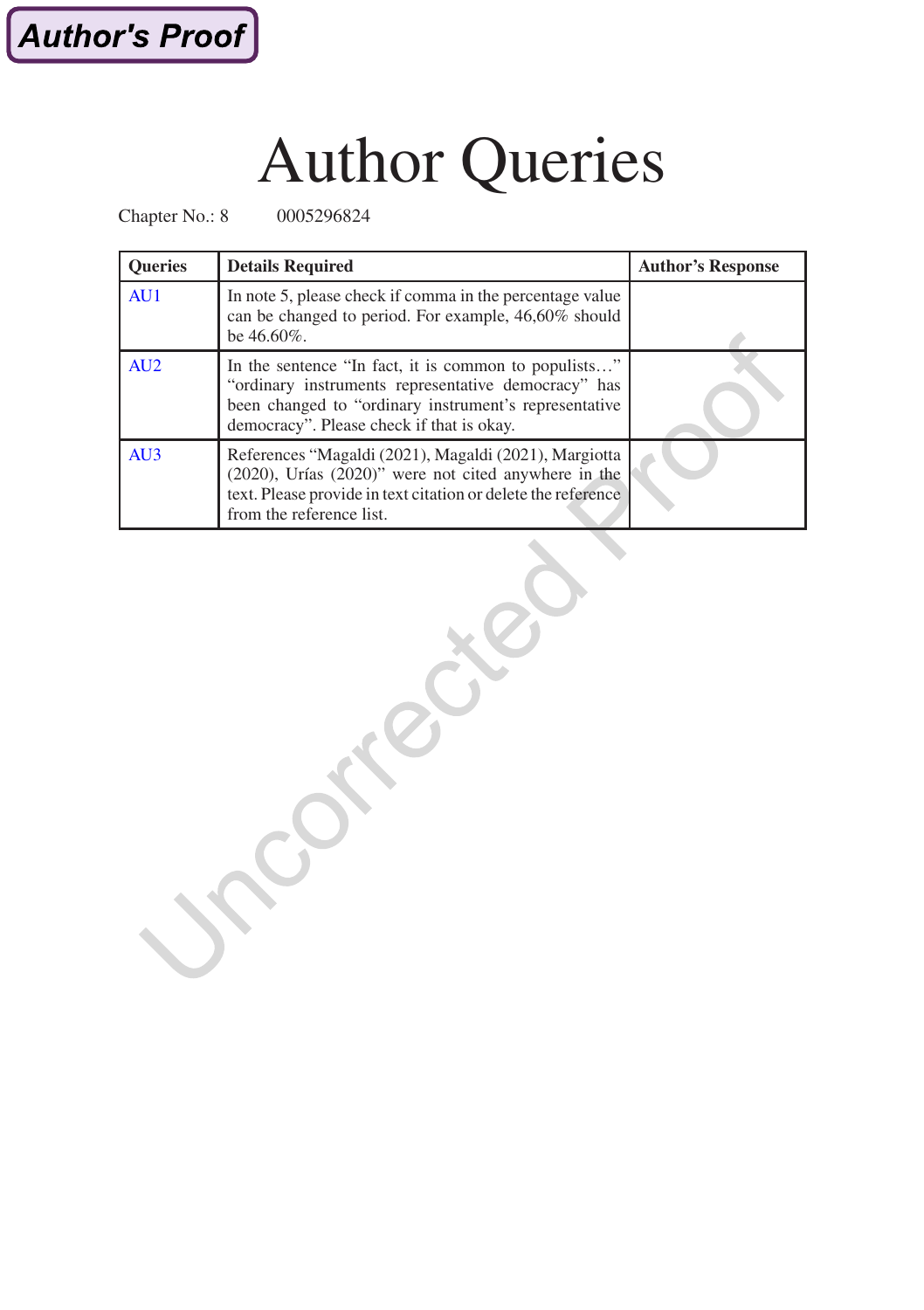# Author Queries

Chapter No.: 8 0005296824

| Queries | Details Required | Author's Response |
|---|---|---|
| AU1 | In note 5, please check if comma in the percentage value can be changed to period. For example, 46,60% should be 46.60%. | |
| AU2 | In the sentence "In fact, it is common to populists…" "ordinary instruments representative democracy" has been changed to "ordinary instrument's representative democracy". Please check if that is okay. | |
| AU3 | References "Magaldi (2021), Magaldi (2021), Margiotta (2020), Urías (2020)" were not cited anywhere in the text. Please provide in text citation or delete the reference from the reference list. | |